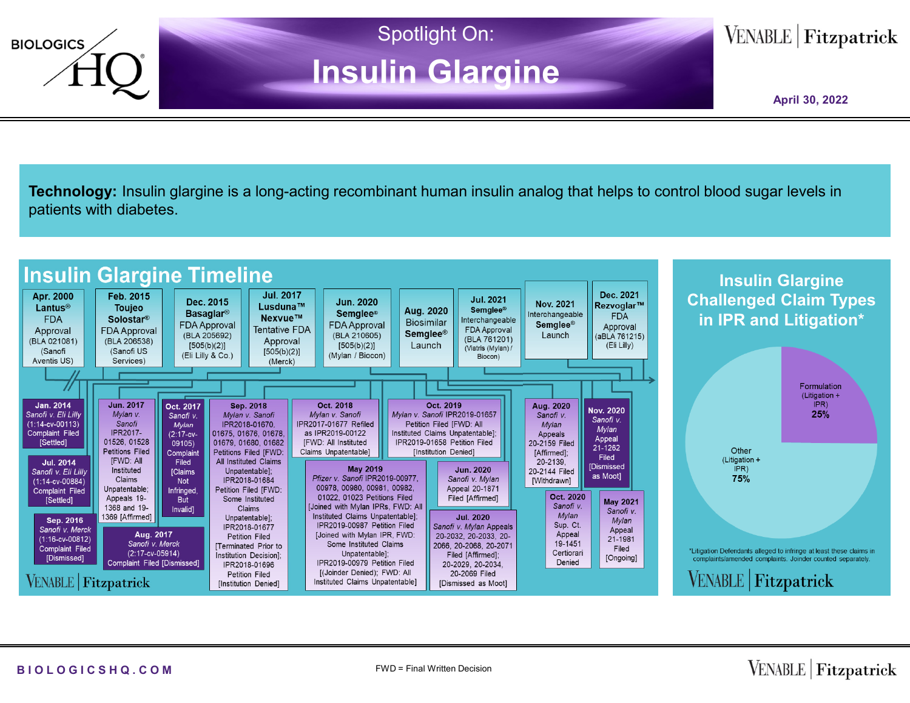# Spotlight On: Insulin Glargine

April 30, 2022

**Technology:** Insulin glargine is a long-acting recombinant human insulin analog that helps to control blood sugar levels in patients with diabetes.

## Insulin Glargine Timeline

**Apr. 2000** Lantus® FDA Approval (BLA 021081) (Sanofi Aventis US)

**Feb. 2015** Toujeo Solostar® FDA Approval (BLA 206538) (Sanofi US Services)

**Dec. 2015** Basaglar® FDA Approval (BLA 205692) [505(b)(2)] (Eli Lilly & Co.)

**Jul. 2017** Lusduna™ Nexvue™ Tentative FDA Approval [505(b)(2)] (Merck)

**Jun. 2020** Semglee® FDA Approval (BLA 210605) [505(b)(2)] (Mylan / Biocon)

**Aug. 2020** Biosimilar Semglee® Launch

**Jul. 2021** Semglee® Interchangeable FDA Approval (BLA 761201) (Viatris (Mylan) / Biocon)

**Nov. 2021** Interchangeable Semglee® Launch

**Dec. 2021** Rezvoglar™ FDA Approval (aBLA 761215) (Eli Lilly)

**Jan. 2014** *Sanofi v. Eli Lilly* (1:14-cv-00113) Complaint Filed [Settled]

**Jul. 2014** *Sanofi v. Eli Lilly* (1:14-cv-00884) Complaint Filed [Settled]

**Sep. 2016** *Sanofi v. Merck* (1:16-cv-00812) Complaint Filed [Dismissed]

**Jun. 2017** *Mylan v. Sanofi* IPR2017-01526, 01528 Petitions Filed [FWD: All Instituted Claims Unpatentable; Appeals 19-1368 and 19-1369 [Affirmed]

**Aug. 2017** *Sanofi v. Merck* (2:17-cv-05914) Complaint Filed [Dismissed]

**Oct. 2017** *Sanofi v. Mylan* (2:17-cv-09105) Complaint Filed [Claims Not Infringed, But Invalid]

**Sep. 2018** *Mylan v. Sanofi* IPR2018-01670, 01675, 01676, 01678, 01679, 01680, 01682 Petitions Filed [FWD: All Instituted Claims Unpatentable]; IPR2018-01684 Petition Filed [FWD: Some Instituted Claims Unpatentable]; IPR2018-01677 Petition Filed [Terminated Prior to Institution Decision]; IPR2018-01696 Petition Filed [Institution Denied]

**Oct. 2018** *Mylan v. Sanofi* IPR2017-01677 Refiled as IPR2019-00122 [FWD: All Instituted Claims Unpatentable]

**May 2019** *Pfizer v. Sanofi* IPR2019-00977, 00978, 00980, 00981, 00982, 01022, 01023 Petitions Filed [Joined with Mylan IPRs, FWD: All Instituted Claims Unpatentable]; IPR2019-00987 Petition Filed [Joined with Mylan IPR, FWD: Some Instituted Claims Unpatentable]; IPR2019-00979 Petition Filed [(Joinder Denied); FWD: All Instituted Claims Unpatentable]

**Oct. 2019** *Mylan v. Sanofi* IPR2019-01657 Petition Filed [FWD: All Instituted Claims Unpatentable]; IPR2019-01658 Petition Filed [Institution Denied]

**Jun. 2020** *Sanofi v. Mylan* Appeal 20-1871 Filed [Affirmed]

**Jul. 2020** *Sanofi v. Mylan* Appeals 20-2032, 20-2033, 20-2066, 20-2068, 20-2071 Filed [Affirmed]; 20-2029, 20-2034, 20-2069 Filed [Dismissed as Moot]

**Aug. 2020** *Sanofi v. Mylan* Appeals 20-2159 Filed [Affirmed]; 20-2139, 20-2144 Filed [Withdrawn]

**Oct. 2020** *Sanofi v. Mylan* Sup. Ct. Appeal 19-1451 Certiorari Denied

**Nov. 2020** *Sanofi v. Mylan* Appeal 21-1262 Filed [Dismissed as Moot]

**May 2021** *Sanofi v. Mylan* Appeal 21-1981 Filed [Ongoing]

## Insulin Glargine Challenged Claim Types in IPR and Litigation*

- Formulation (Litigation + IPR): 25%
- Other (Litigation + IPR): 75%

*Litigation Defendants alleged to infringe at least these claims in complaints/amended complaints. Joinder counted separately.

FWD = Final Written Decision

BIOLOGICSHQ.COM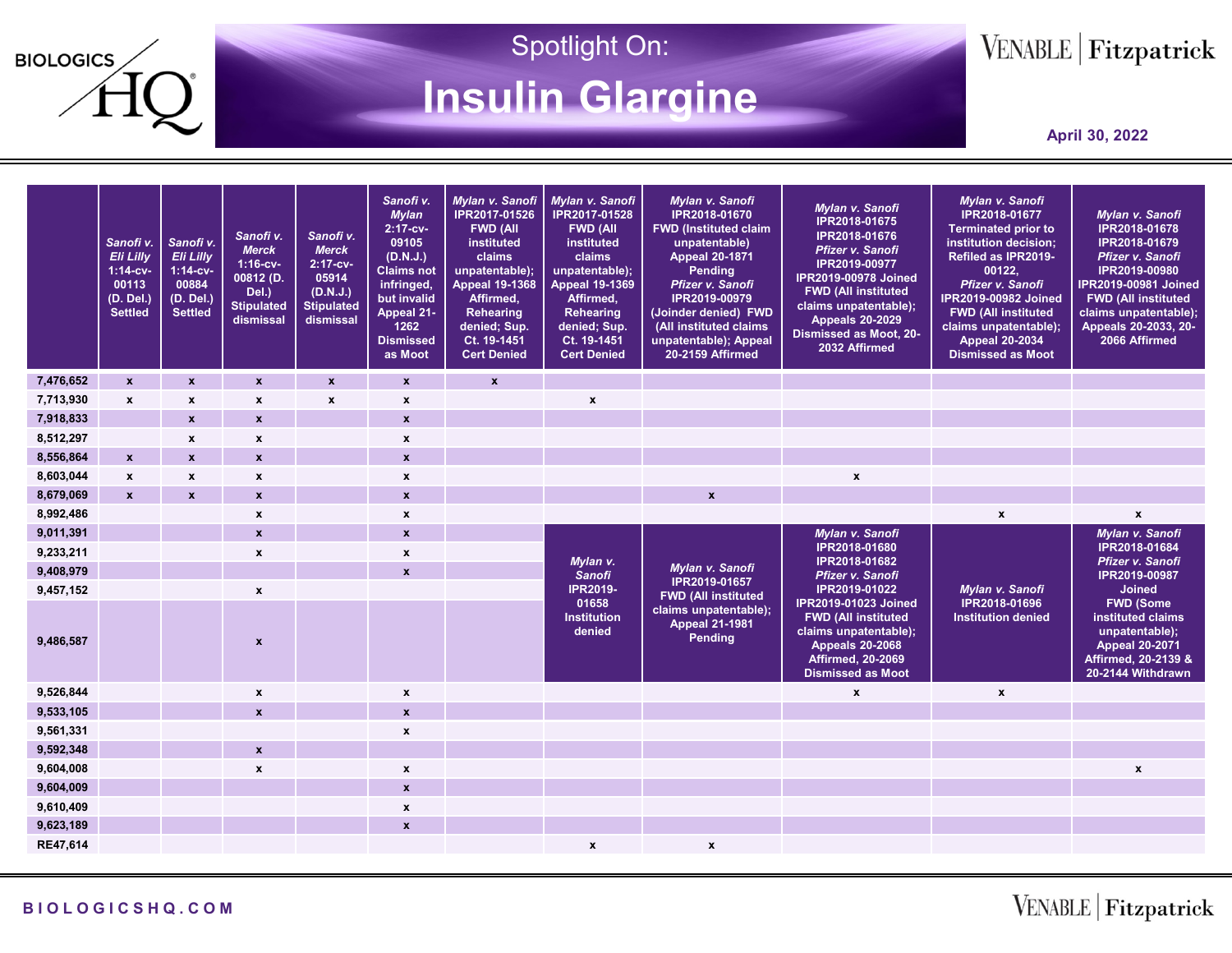# Spotlight On: Insulin Glargine

April 30, 2022

| | *Sanofi v. Eli Lilly* 1:14-cv-00113 (D. Del.) Settled | *Sanofi v. Eli Lilly* 1:14-cv-00884 (D. Del.) Settled | *Sanofi v. Merck* 1:16-cv-00812 (D. Del.) Stipulated dismissal | *Sanofi v. Merck* 2:17-cv-05914 (D.N.J.) Stipulated dismissal | *Sanofi v. Mylan* 2:17-cv-09105 (D.N.J.) Claims not infringed, but invalid Appeal 21-1262 Dismissed as Moot | *Mylan v. Sanofi* IPR2017-01526 FWD (All instituted claims unpatentable); Appeal 19-1368 Affirmed, Rehearing denied; Sup. Ct. 19-1451 Cert Denied | *Mylan v. Sanofi* IPR2017-01528 FWD (All instituted claims unpatentable); Appeal 19-1369 Affirmed, Rehearing denied; Sup. Ct. 19-1451 Cert Denied | *Mylan v. Sanofi* IPR2018-01670 FWD (Instituted claim unpatentable) Appeal 20-1871 Pending *Pfizer v. Sanofi* IPR2019-00979 (Joinder denied) FWD (All instituted claims unpatentable); Appeal 20-2159 Affirmed | *Mylan v. Sanofi* IPR2018-01675 IPR2018-01676 *Pfizer v. Sanofi* IPR2019-00977 IPR2019-00978 Joined FWD (All instituted claims unpatentable); Appeals 20-2029 Dismissed as Moot, 20-2032 Affirmed | *Mylan v. Sanofi* IPR2018-01677 Terminated prior to institution decision; Refiled as IPR2019-00122, *Pfizer v. Sanofi* IPR2019-00982 Joined FWD (All instituted claims unpatentable); Appeal 20-2034 Dismissed as Moot | *Mylan v. Sanofi* IPR2018-01678 IPR2018-01679 *Pfizer v. Sanofi* IPR2019-00980 IPR2019-00981 Joined FWD (All instituted claims unpatentable); Appeals 20-2033, 20-2066 Affirmed |
|---|---|---|---|---|---|---|---|---|---|---|---|
| 7,476,652 | x | x | x | x | x | x | | | | | |
| 7,713,930 | x | x | x | x | x | | x | | | | |
| 7,918,833 | | x | x | | x | | | | | | |
| 8,512,297 | | x | x | | x | | | | | | |
| 8,556,864 | x | x | x | | x | | | | | | |
| 8,603,044 | x | x | x | | x | | | | x | | |
| 8,679,069 | x | x | x | | x | | | x | | | |
| 8,992,486 | | | x | | x | | | | | x | x |
| | | | | | | | *Mylan v. Sanofi* IPR2019-01658 Institution denied | *Mylan v. Sanofi* IPR2019-01657 FWD (All instituted claims unpatentable); Appeal 21-1981 Pending | *Mylan v. Sanofi* IPR2018-01680 IPR2018-01682 *Pfizer v. Sanofi* IPR2019-01022 IPR2019-01023 Joined FWD (All instituted claims unpatentable); Appeals 20-2068 Affirmed, 20-2069 Dismissed as Moot | *Mylan v. Sanofi* IPR2018-01696 Institution denied | *Mylan v. Sanofi* IPR2018-01684 *Pfizer v. Sanofi* IPR2019-00987 Joined FWD (Some instituted claims unpatentable); Appeal 20-2071 Affirmed, 20-2139 & 20-2144 Withdrawn |
| 9,011,391 | | | x | | x | | | | | | |
| 9,233,211 | | | x | | x | | | | | | |
| 9,408,979 | | | | | x | | | | | | |
| 9,457,152 | | | x | | | | | | | | |
| 9,486,587 | | | x | | | | | | | | |
| 9,526,844 | | | x | | x | | | | x | x | |
| 9,533,105 | | | x | | x | | | | | | |
| 9,561,331 | | | | | x | | | | | | |
| 9,592,348 | | | x | | | | | | | | |
| 9,604,008 | | | x | | x | | | | | | x |
| 9,604,009 | | | | | x | | | | | | |
| 9,610,409 | | | | | x | | | | | | |
| 9,623,189 | | | | | x | | | | | | |
| RE47,614 | | | | | | | x | x | | | |

BIOLOGICSHQ.COM